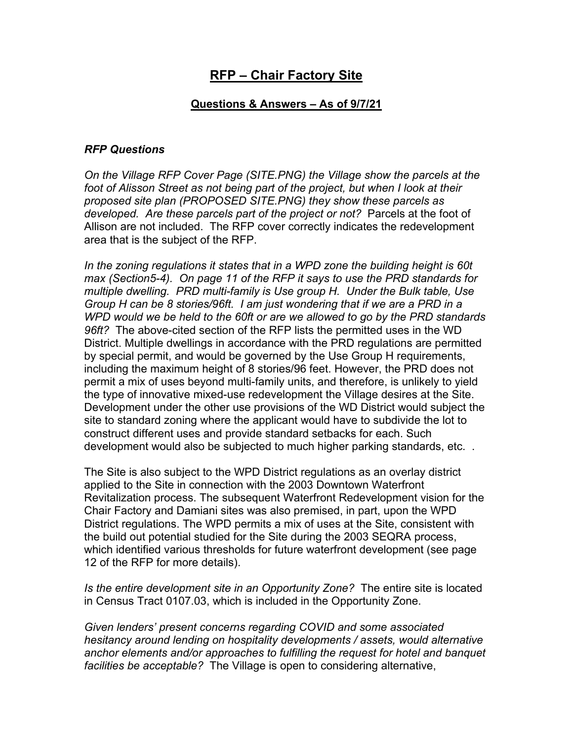# RFP – Chair Factory Site

## Questions & Answers – As of 9/7/21

### *RFP Questions*

*On the Village RFP Cover Page (SITE.PNG) the Village show the parcels at the foot of Alisson Street as not being part of the project, but when I look at their proposed site plan (PROPOSED SITE.PNG) they show these parcels as developed. Are these parcels part of the project or not?* Parcels at the foot of Allison are not included. The RFP cover correctly indicates the redevelopment area that is the subject of the RFP.

*In the zoning regulations it states that in a WPD zone the building height is 60t max (Section5-4). On page 11 of the RFP it says to use the PRD standards for multiple dwelling. PRD multi-family is Use group H. Under the Bulk table, Use Group H can be 8 stories/96ft. I am just wondering that if we are a PRD in a WPD would we be held to the 60ft or are we allowed to go by the PRD standards 96ft?* The above-cited section of the RFP lists the permitted uses in the WD District. Multiple dwellings in accordance with the PRD regulations are permitted by special permit, and would be governed by the Use Group H requirements, including the maximum height of 8 stories/96 feet. However, the PRD does not permit a mix of uses beyond multi-family units, and therefore, is unlikely to yield the type of innovative mixed-use redevelopment the Village desires at the Site. Development under the other use provisions of the WD District would subject the site to standard zoning where the applicant would have to subdivide the lot to construct different uses and provide standard setbacks for each. Such development would also be subjected to much higher parking standards, etc. .

The Site is also subject to the WPD District regulations as an overlay district applied to the Site in connection with the 2003 Downtown Waterfront Revitalization process. The subsequent Waterfront Redevelopment vision for the Chair Factory and Damiani sites was also premised, in part, upon the WPD District regulations. The WPD permits a mix of uses at the Site, consistent with the build out potential studied for the Site during the 2003 SEQRA process, which identified various thresholds for future waterfront development (see page 12 of the RFP for more details).

*Is the entire development site in an Opportunity Zone?* The entire site is located in Census Tract 0107.03, which is included in the Opportunity Zone.

*Given lenders' present concerns regarding COVID and some associated hesitancy around lending on hospitality developments / assets, would alternative anchor elements and/or approaches to fulfilling the request for hotel and banquet facilities be acceptable?* The Village is open to considering alternative,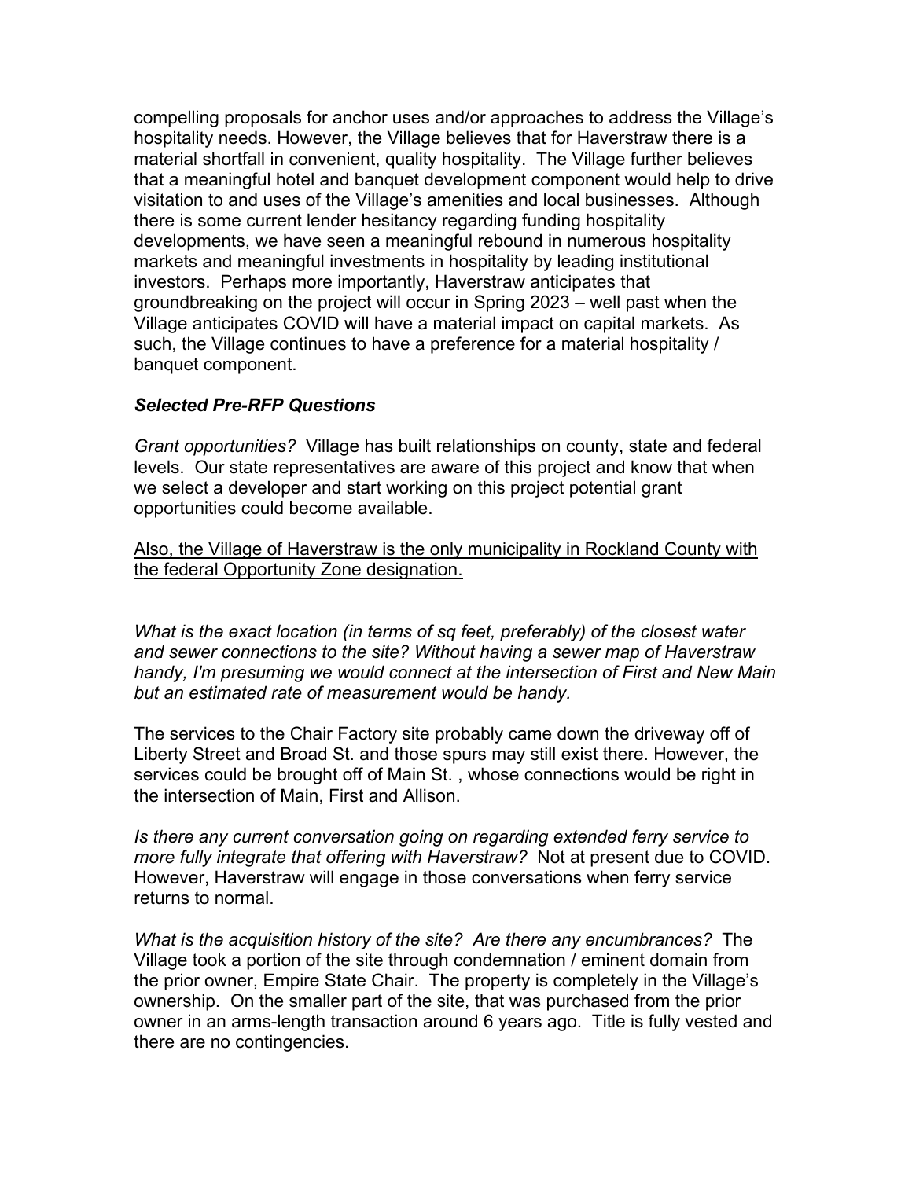compelling proposals for anchor uses and/or approaches to address the Village's hospitality needs. However, the Village believes that for Haverstraw there is a material shortfall in convenient, quality hospitality. The Village further believes that a meaningful hotel and banquet development component would help to drive visitation to and uses of the Village's amenities and local businesses. Although there is some current lender hesitancy regarding funding hospitality developments, we have seen a meaningful rebound in numerous hospitality markets and meaningful investments in hospitality by leading institutional investors. Perhaps more importantly, Haverstraw anticipates that groundbreaking on the project will occur in Spring 2023 – well past when the Village anticipates COVID will have a material impact on capital markets. As such, the Village continues to have a preference for a material hospitality / banquet component.

### ***Selected Pre-RFP Questions***

*Grant opportunities?* Village has built relationships on county, state and federal levels. Our state representatives are aware of this project and know that when we select a developer and start working on this project potential grant opportunities could become available.

<u>Also, the Village of Haverstraw is the only municipality in Rockland County with the federal Opportunity Zone designation.</u>

*What is the exact location (in terms of sq feet, preferably) of the closest water and sewer connections to the site? Without having a sewer map of Haverstraw handy, I'm presuming we would connect at the intersection of First and New Main but an estimated rate of measurement would be handy.*

The services to the Chair Factory site probably came down the driveway off of Liberty Street and Broad St. and those spurs may still exist there. However, the services could be brought off of Main St. , whose connections would be right in the intersection of Main, First and Allison.

*Is there any current conversation going on regarding extended ferry service to more fully integrate that offering with Haverstraw?* Not at present due to COVID. However, Haverstraw will engage in those conversations when ferry service returns to normal.

*What is the acquisition history of the site? Are there any encumbrances?* The Village took a portion of the site through condemnation / eminent domain from the prior owner, Empire State Chair. The property is completely in the Village's ownership. On the smaller part of the site, that was purchased from the prior owner in an arms-length transaction around 6 years ago. Title is fully vested and there are no contingencies.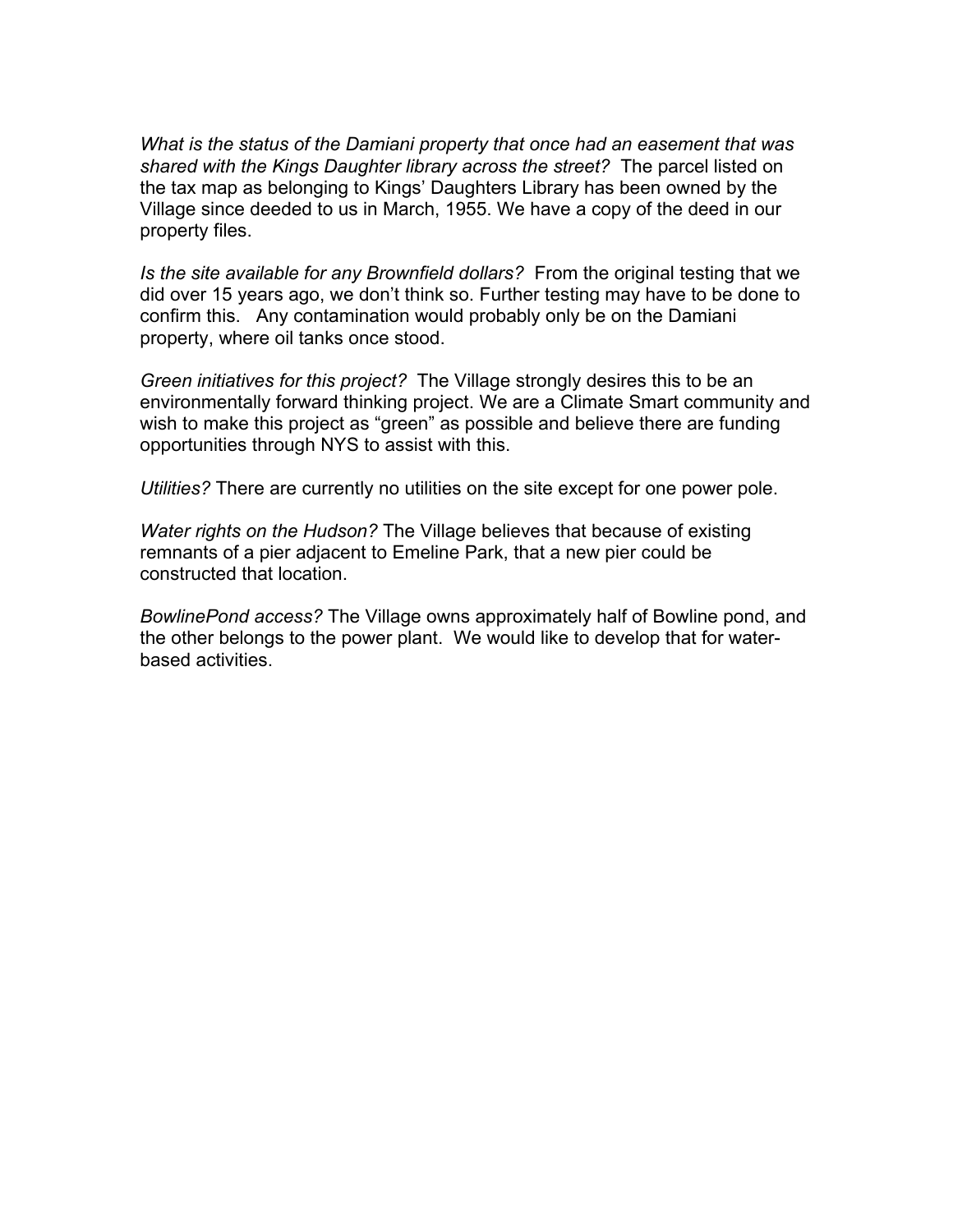*What is the status of the Damiani property that once had an easement that was shared with the Kings Daughter library across the street?* The parcel listed on the tax map as belonging to Kings' Daughters Library has been owned by the Village since deeded to us in March, 1955. We have a copy of the deed in our property files.

*Is the site available for any Brownfield dollars?* From the original testing that we did over 15 years ago, we don't think so. Further testing may have to be done to confirm this. Any contamination would probably only be on the Damiani property, where oil tanks once stood.

*Green initiatives for this project?* The Village strongly desires this to be an environmentally forward thinking project. We are a Climate Smart community and wish to make this project as "green" as possible and believe there are funding opportunities through NYS to assist with this.

*Utilities?* There are currently no utilities on the site except for one power pole.

*Water rights on the Hudson?* The Village believes that because of existing remnants of a pier adjacent to Emeline Park, that a new pier could be constructed that location.

*BowlinePond access?* The Village owns approximately half of Bowline pond, and the other belongs to the power plant. We would like to develop that for water-based activities.